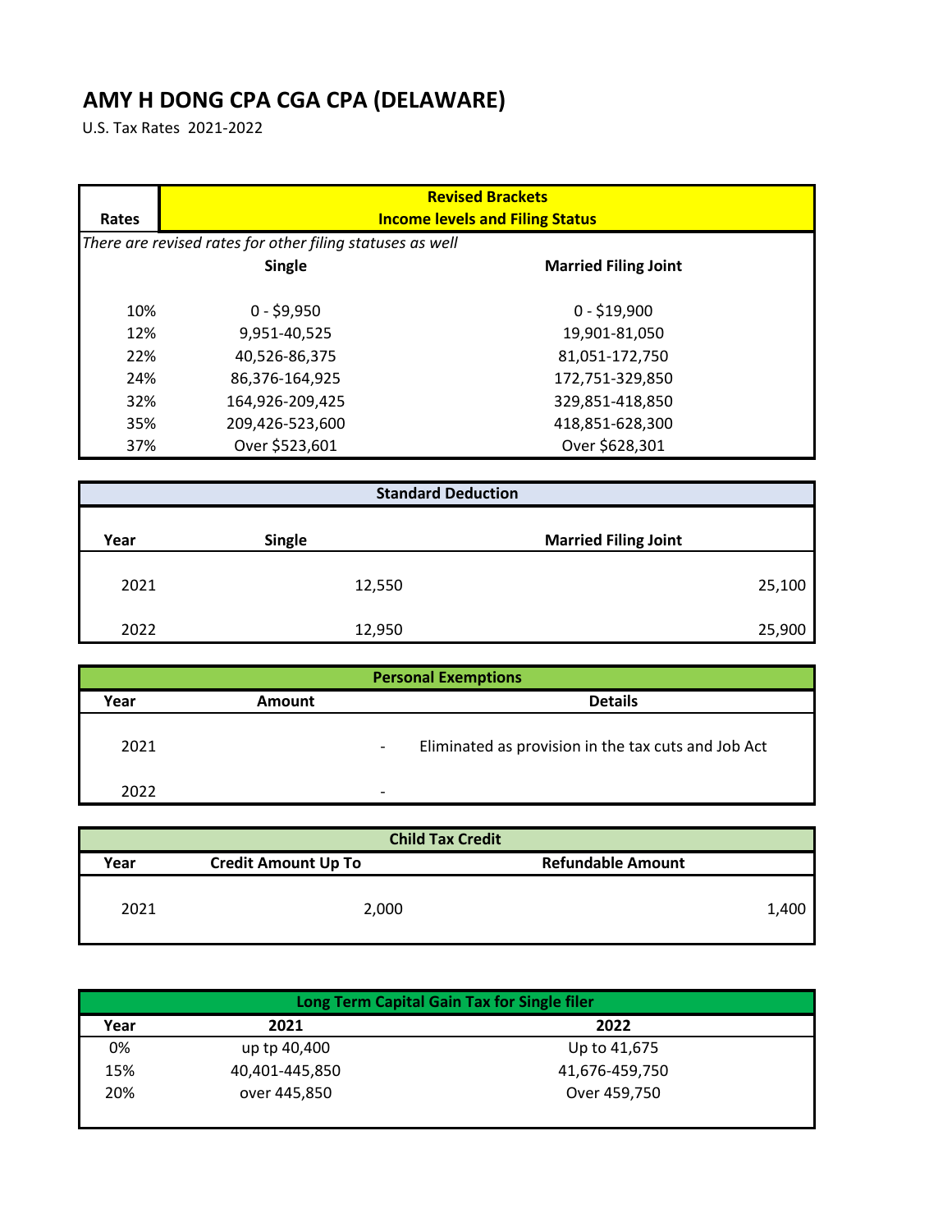# AMY H DONG CPA CGA CPA (DELAWARE)

U.S. Tax Rates 2021-2022

| Rates | Revised Brackets<br>Income levels and Filing Status | |
|---|---|---|
| *There are revised rates for other filing statuses as well* | | |
| | **Single** | **Married Filing Joint** |
| 10% | 0 - $9,950 | 0 - $19,900 |
| 12% | 9,951-40,525 | 19,901-81,050 |
| 22% | 40,526-86,375 | 81,051-172,750 |
| 24% | 86,376-164,925 | 172,751-329,850 |
| 32% | 164,926-209,425 | 329,851-418,850 |
| 35% | 209,426-523,600 | 418,851-628,300 |
| 37% | Over $523,601 | Over $628,301 |

| Standard Deduction | | |
|---|---|---|
| **Year** | **Single** | **Married Filing Joint** |
| 2021 | 12,550 | 25,100 |
| 2022 | 12,950 | 25,900 |

| Personal Exemptions | | |
|---|---|---|
| **Year** | **Amount** | **Details** |
| 2021 | - | Eliminated as provision in the tax cuts and Job Act |
| 2022 | - | |

| Child Tax Credit | | |
|---|---|---|
| **Year** | **Credit Amount Up To** | **Refundable Amount** |
| 2021 | 2,000 | 1,400 |

| Long Term Capital Gain Tax for Single filer | | |
|---|---|---|
| **Year** | **2021** | **2022** |
| 0% | up tp 40,400 | Up to 41,675 |
| 15% | 40,401-445,850 | 41,676-459,750 |
| 20% | over 445,850 | Over 459,750 |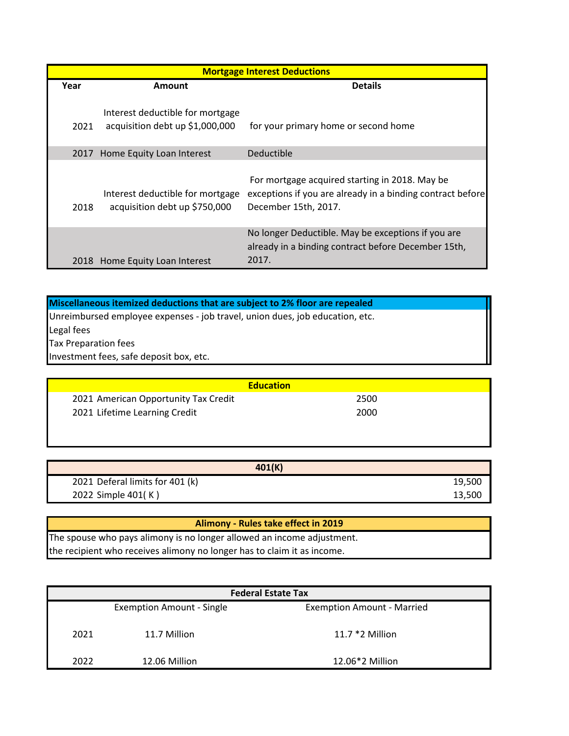| Mortgage Interest Deductions | | |
|---|---|---|
| Year | Amount | Details |
| 2021 | Interest deductible for mortgage acquisition debt up $1,000,000 | for your primary home or second home |
| 2017 | Home Equity Loan Interest | Deductible |
| 2018 | Interest deductible for mortgage acquisition debt up $750,000 | For mortgage acquired starting in 2018. May be exceptions if you are already in a binding contract before December 15th, 2017. |
| 2018 | Home Equity Loan Interest | No longer Deductible. May be exceptions if you are already in a binding contract before December 15th, 2017. |

| Miscellaneous itemized deductions that are subject to 2% floor are repealed |
|---|
| Unreimbursed employee expenses - job travel, union dues, job education, etc. |
| Legal fees |
| Tax Preparation fees |
| Investment fees, safe deposit box, etc. |

| Education | | |
|---|---|---|
| 2021 | American Opportunity Tax Credit | 2500 |
| 2021 | Lifetime Learning Credit | 2000 |

| 401(K) | | |
|---|---|---|
| 2021 | Deferal limits for 401 (k) | 19,500 |
| 2022 | Simple 401( K ) | 13,500 |

| Alimony - Rules take effect in 2019 |
|---|
| The spouse who pays alimony is no longer allowed an income adjustment. |
| the recipient who receives alimony no longer has to claim it as income. |

| Federal Estate Tax | | |
|---|---|---|
| | Exemption Amount - Single | Exemption Amount - Married |
| 2021 | 11.7 Million | 11.7 *2 Million |
| 2022 | 12.06 Million | 12.06*2 Million |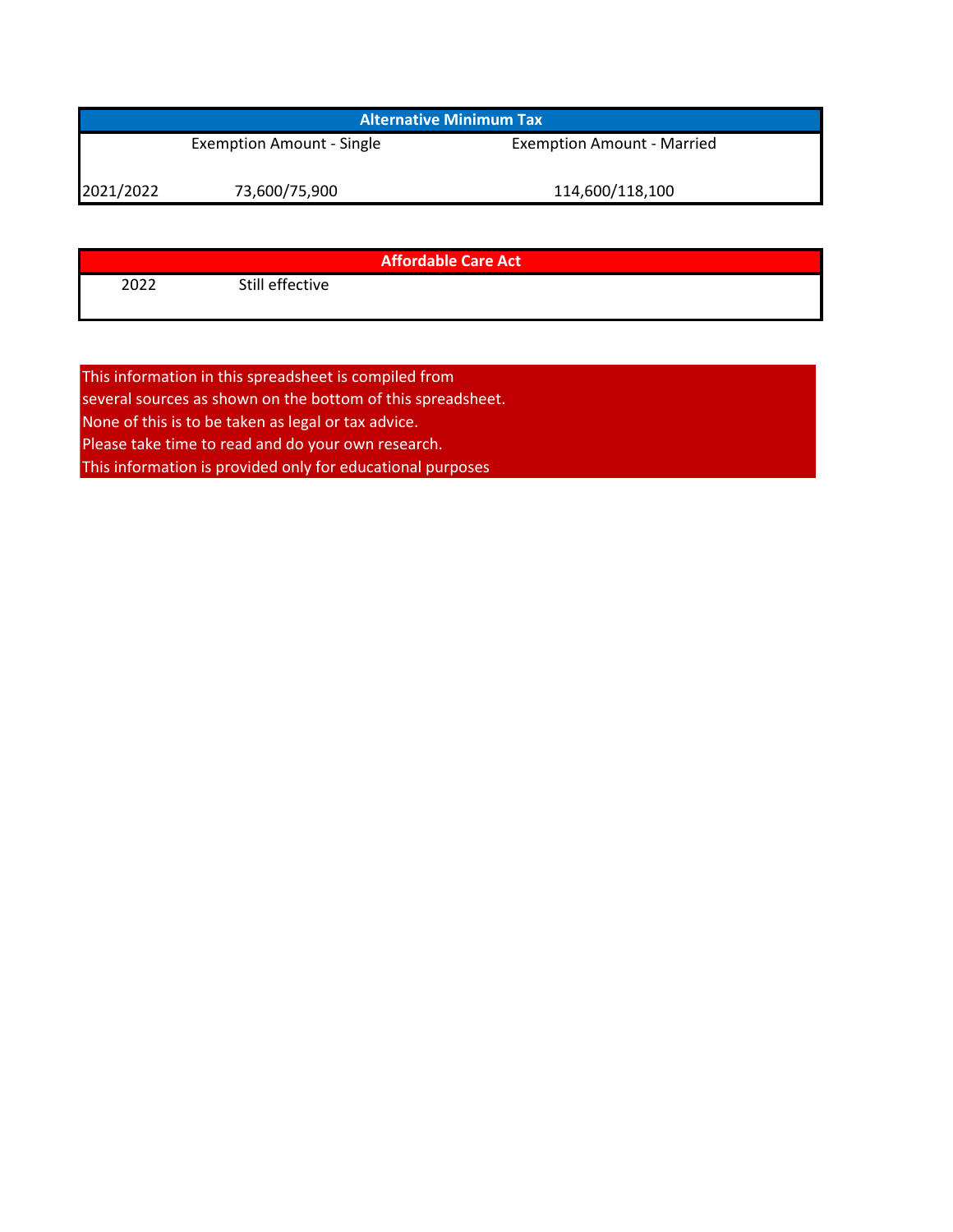| Alternative Minimum Tax | | |
|---|---|---|
| | Exemption Amount - Single | Exemption Amount - Married |
| 2021/2022 | 73,600/75,900 | 114,600/118,100 |

| Affordable Care Act | |
|---|---|
| 2022 | Still effective |

This information in this spreadsheet is compiled from
several sources as shown on the bottom of this spreadsheet.
None of this is to be taken as legal or tax advice.
Please take time to read and do your own research.
This information is provided only for educational purposes